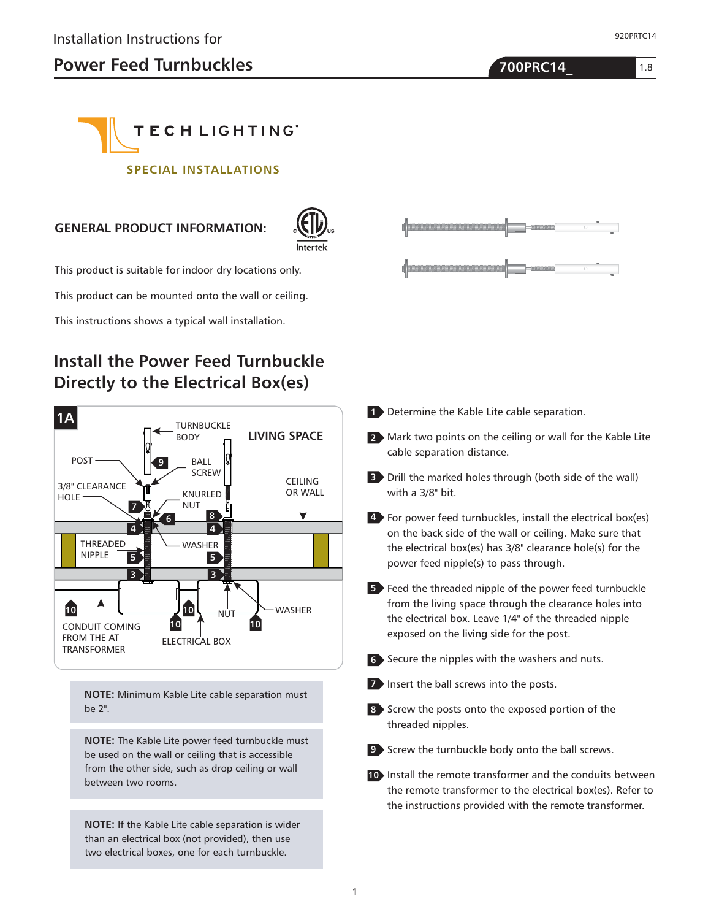Installation Instructions for

# Power Feed Turnbuckles

**700PRC14_**

TECH LIGHTING®

SPECIAL INSTALLATIONS

## GENERAL PRODUCT INFORMATION:

This product is suitable for indoor dry locations only.

This product can be mounted onto the wall or ceiling.

This instructions shows a typical wall installation.

## Install the Power Feed Turnbuckle Directly to the Electrical Box(es)

1A

**NOTE:** Minimum Kable Lite cable separation must be 2".

**NOTE:** The Kable Lite power feed turnbuckle must be used on the wall or ceiling that is accessible from the other side, such as drop ceiling or wall between two rooms.

**NOTE:** If the Kable Lite cable separation is wider than an electrical box (not provided), then use two electrical boxes, one for each turnbuckle.

1. Determine the Kable Lite cable separation.
2. Mark two points on the ceiling or wall for the Kable Lite cable separation distance.
3. Drill the marked holes through (both side of the wall) with a 3/8" bit.
4. For power feed turnbuckles, install the electrical box(es) on the back side of the wall or ceiling. Make sure that the electrical box(es) has 3/8" clearance hole(s) for the power feed nipple(s) to pass through.
5. Feed the threaded nipple of the power feed turnbuckle from the living space through the clearance holes into the electrical box. Leave 1/4" of the threaded nipple exposed on the living side for the post.
6. Secure the nipples with the washers and nuts.
7. Insert the ball screws into the posts.
8. Screw the posts onto the exposed portion of the threaded nipples.
9. Screw the turnbuckle body onto the ball screws.
10. Install the remote transformer and the conduits between the remote transformer to the electrical box(es). Refer to the instructions provided with the remote transformer.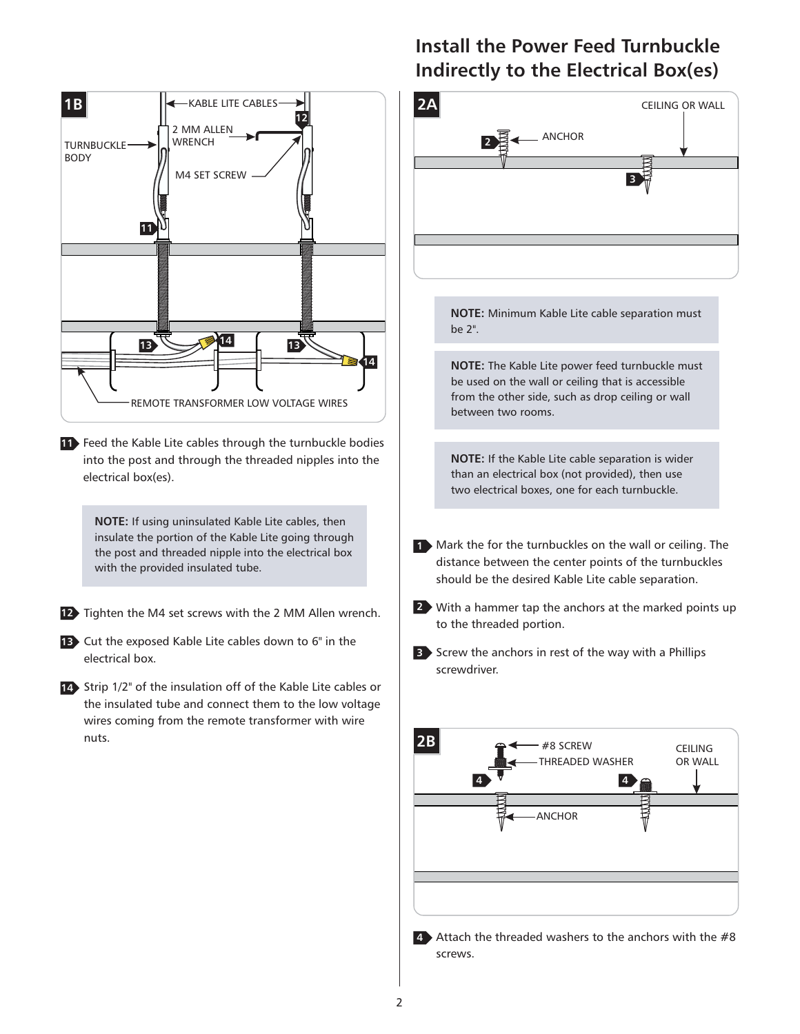**11** Feed the Kable Lite cables through the turnbuckle bodies into the post and through the threaded nipples into the electrical box(es).

> **NOTE:** If using uninsulated Kable Lite cables, then insulate the portion of the Kable Lite going through the post and threaded nipple into the electrical box with the provided insulated tube.

**12** Tighten the M4 set screws with the 2 MM Allen wrench.

**13** Cut the exposed Kable Lite cables down to 6" in the electrical box.

**14** Strip 1/2" of the insulation off of the Kable Lite cables or the insulated tube and connect them to the low voltage wires coming from the remote transformer with wire nuts.

## Install the Power Feed Turnbuckle Indirectly to the Electrical Box(es)

> **NOTE:** Minimum Kable Lite cable separation must be 2".

> **NOTE:** The Kable Lite power feed turnbuckle must be used on the wall or ceiling that is accessible from the other side, such as drop ceiling or wall between two rooms.

> **NOTE:** If the Kable Lite cable separation is wider than an electrical box (not provided), then use two electrical boxes, one for each turnbuckle.

**1** Mark the for the turnbuckles on the wall or ceiling. The distance between the center points of the turnbuckles should be the desired Kable Lite cable separation.

**2** With a hammer tap the anchors at the marked points up to the threaded portion.

**3** Screw the anchors in rest of the way with a Phillips screwdriver.

**4** Attach the threaded washers to the anchors with the #8 screws.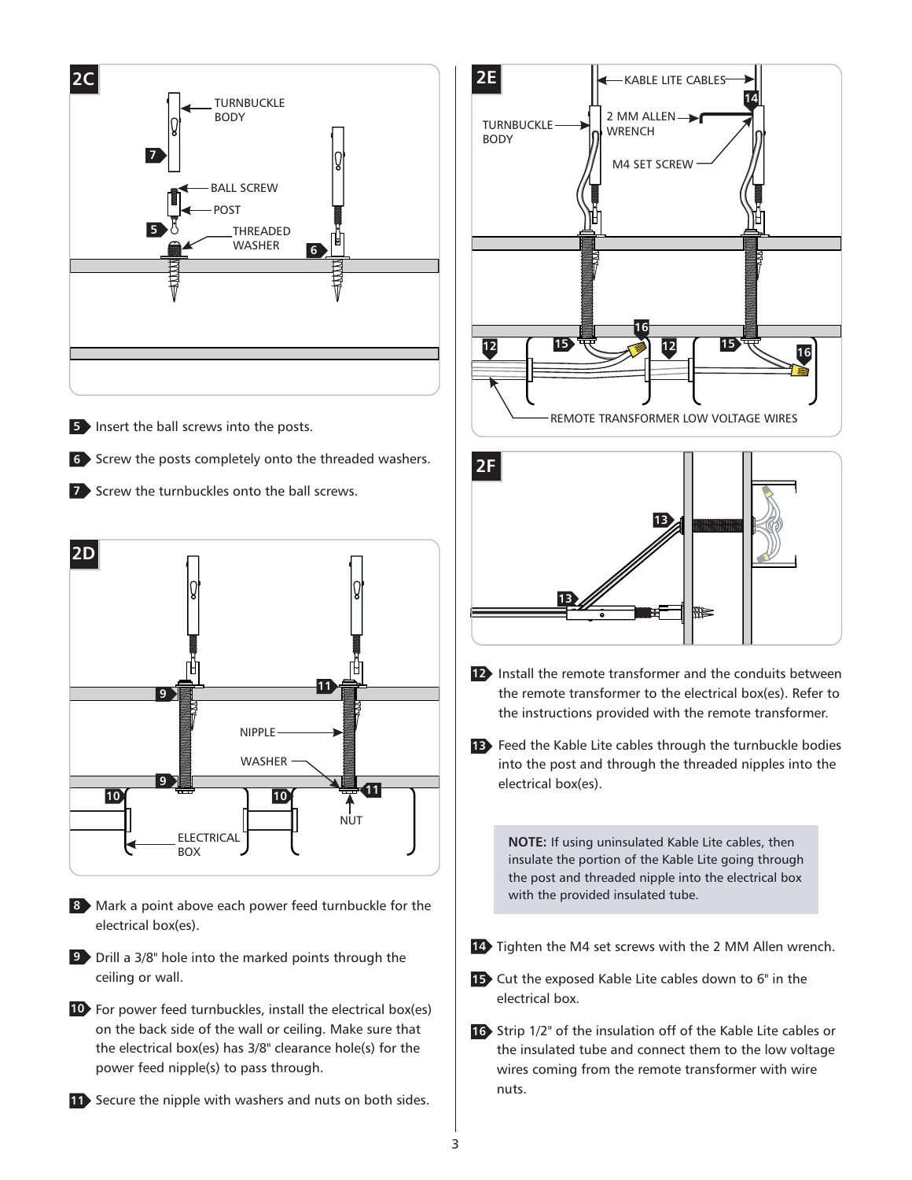## 2C

5. Insert the ball screws into the posts.

6. Screw the posts completely onto the threaded washers.

7. Screw the turnbuckles onto the ball screws.

## 2D

8. Mark a point above each power feed turnbuckle for the electrical box(es).

9. Drill a 3/8" hole into the marked points through the ceiling or wall.

10. For power feed turnbuckles, install the electrical box(es) on the back side of the wall or ceiling. Make sure that the electrical box(es) has 3/8" clearance hole(s) for the power feed nipple(s) to pass through.

11. Secure the nipple with washers and nuts on both sides.

## 2E

## 2F

12. Install the remote transformer and the conduits between the remote transformer to the electrical box(es). Refer to the instructions provided with the remote transformer.

13. Feed the Kable Lite cables through the turnbuckle bodies into the post and through the threaded nipples into the electrical box(es).

**NOTE:** If using uninsulated Kable Lite cables, then insulate the portion of the Kable Lite going through the post and threaded nipple into the electrical box with the provided insulated tube.

14. Tighten the M4 set screws with the 2 MM Allen wrench.

15. Cut the exposed Kable Lite cables down to 6" in the electrical box.

16. Strip 1/2" of the insulation off of the Kable Lite cables or the insulated tube and connect them to the low voltage wires coming from the remote transformer with wire nuts.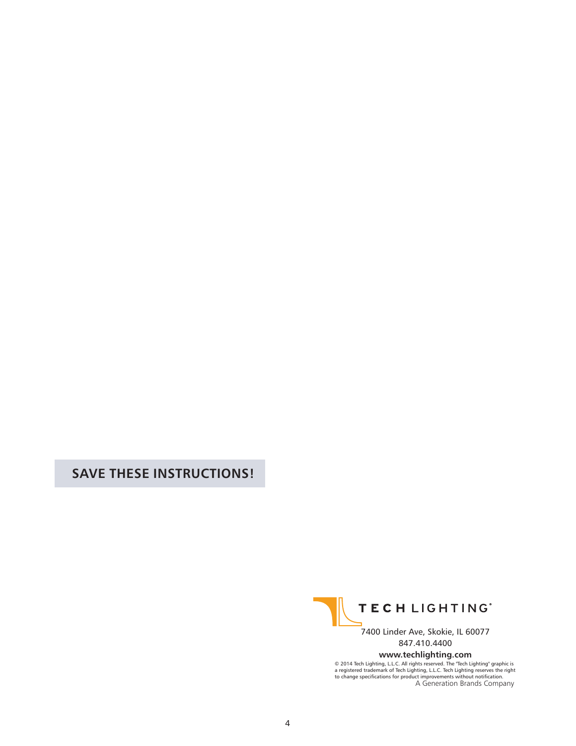**SAVE THESE INSTRUCTIONS!**

TECH LIGHTING®

7400 Linder Ave, Skokie, IL 60077

847.410.4400

**www.techlighting.com**

© 2014 Tech Lighting, L.L.C. All rights reserved. The "Tech Lighting" graphic is a registered trademark of Tech Lighting, L.L.C. Tech Lighting reserves the right to change specifications for product improvements without notification.

A Generation Brands Company